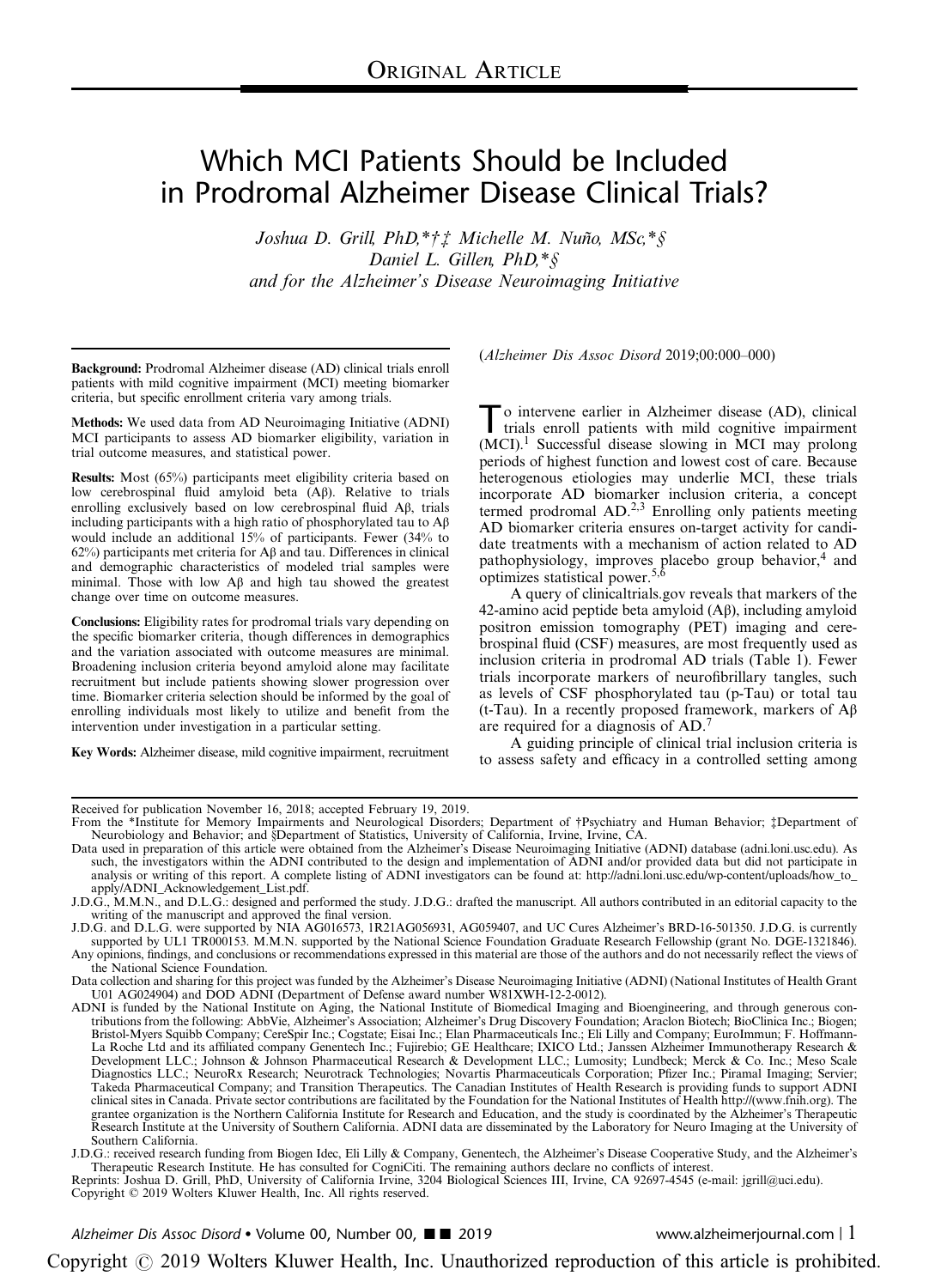# Which MCI Patients Should be Included in Prodromal Alzheimer Disease Clinical Trials?

*Joshua D. Grill, PhD,*†‡ Michelle M. Nuño, MSc,*§ Daniel L. Gillen, PhD,*§ and for the Alzheimer's Disease Neuroimaging Initiative*

**Background:** Prodromal Alzheimer disease (AD) clinical trials enroll patients with mild cognitive impairment (MCI) meeting biomarker criteria, but specific enrollment criteria vary among trials.

**Methods:** We used data from AD Neuroimaging Initiative (ADNI) MCI participants to assess AD biomarker eligibility, variation in trial outcome measures, and statistical power.

**Results:** Most (65%) participants meet eligibility criteria based on low cerebrospinal fluid amyloid beta (Aβ). Relative to trials enrolling exclusively based on low cerebrospinal fluid Aβ, trials including participants with a high ratio of phosphorylated tau to Aβ would include an additional 15% of participants. Fewer (34% to 62%) participants met criteria for Aβ and tau. Differences in clinical and demographic characteristics of modeled trial samples were minimal. Those with low Aβ and high tau showed the greatest change over time on outcome measures.

**Conclusions:** Eligibility rates for prodromal trials vary depending on the specific biomarker criteria, though differences in demographics and the variation associated with outcome measures are minimal. Broadening inclusion criteria beyond amyloid alone may facilitate recruitment but include patients showing slower progression over time. Biomarker criteria selection should be informed by the goal of enrolling individuals most likely to utilize and benefit from the intervention under investigation in a particular setting.

**Key Words:** Alzheimer disease, mild cognitive impairment, recruitment

(*Alzheimer Dis Assoc Disord* 2019;00:000–000)

To intervene earlier in Alzheimer disease (AD), clinical trials enroll patients with mild cognitive impairment (MCI).[1] Successful disease slowing in MCI may prolong periods of highest function and lowest cost of care. Because heterogenous etiologies may underlie MCI, these trials incorporate AD biomarker inclusion criteria, a concept termed prodromal AD.[2,3] Enrolling only patients meeting AD biomarker criteria ensures on-target activity for candidate treatments with a mechanism of action related to AD pathophysiology, improves placebo group behavior,[4] and optimizes statistical power.[5,6]

A query of clinicaltrials.gov reveals that markers of the 42-amino acid peptide beta amyloid (Aβ), including amyloid positron emission tomography (PET) imaging and cerebrospinal fluid (CSF) measures, are most frequently used as inclusion criteria in prodromal AD trials (Table 1). Fewer trials incorporate markers of neurofibrillary tangles, such as levels of CSF phosphorylated tau (p-Tau) or total tau (t-Tau). In a recently proposed framework, markers of Aβ are required for a diagnosis of AD.[7]

A guiding principle of clinical trial inclusion criteria is to assess safety and efficacy in a controlled setting among

---

Received for publication November 16, 2018; accepted February 19, 2019.

From the *Institute for Memory Impairments and Neurological Disorders; Department of †Psychiatry and Human Behavior; ‡Department of Neurobiology and Behavior; and §Department of Statistics, University of California, Irvine, Irvine, CA.

Data used in preparation of this article were obtained from the Alzheimer's Disease Neuroimaging Initiative (ADNI) database (adni.loni.usc.edu). As such, the investigators within the ADNI contributed to the design and implementation of ADNI and/or provided data but did not participate in analysis or writing of this report. A complete listing of ADNI investigators can be found at: http://adni.loni.usc.edu/wp-content/uploads/how_to_apply/ADNI_Acknowledgement_List.pdf.

J.D.G., M.M.N., and D.L.G.: designed and performed the study. J.D.G.: drafted the manuscript. All authors contributed in an editorial capacity to the writing of the manuscript and approved the final version.

J.D.G. and D.L.G. were supported by NIA AG016573, 1R21AG056931, AG059407, and UC Cures Alzheimer's BRD-16-501350. J.D.G. is currently supported by UL1 TR000153. M.M.N. supported by the National Science Foundation Graduate Research Fellowship (grant No. DGE-1321846). Any opinions, findings, and conclusions or recommendations expressed in this material are those of the authors and do not necessarily reflect the views of the National Science Foundation.

Data collection and sharing for this project was funded by the Alzheimer's Disease Neuroimaging Initiative (ADNI) (National Institutes of Health Grant U01 AG024904) and DOD ADNI (Department of Defense award number W81XWH-12-2-0012).

ADNI is funded by the National Institute on Aging, the National Institute of Biomedical Imaging and Bioengineering, and through generous contributions from the following: AbbVie, Alzheimer's Association; Alzheimer's Drug Discovery Foundation; Araclon Biotech; BioClinica Inc.; Biogen; Bristol-Myers Squibb Company; CereSpir Inc.; Cogstate; Eisai Inc.; Elan Pharmaceuticals Inc.; Eli Lilly and Company; EuroImmun; F. Hoffmann-La Roche Ltd and its affiliated company Genentech Inc.; Fujirebio; GE Healthcare; IXICO Ltd.; Janssen Alzheimer Immunotherapy Research & Development LLC.; Johnson & Johnson Pharmaceutical Research & Development LLC.; Lumosity; Lundbeck; Merck & Co. Inc.; Meso Scale Diagnostics LLC.; NeuroRx Research; Neurotrack Technologies; Novartis Pharmaceuticals Corporation; Pfizer Inc.; Piramal Imaging; Servier; Takeda Pharmaceutical Company; and Transition Therapeutics. The Canadian Institutes of Health Research is providing funds to support ADNI clinical sites in Canada. Private sector contributions are facilitated by the Foundation for the National Institutes of Health http://(www.fnih.org). The grantee organization is the Northern California Institute for Research and Education, and the study is coordinated by the Alzheimer's Therapeutic Research Institute at the University of Southern California. ADNI data are disseminated by the Laboratory for Neuro Imaging at the University of Southern California.

J.D.G.: received research funding from Biogen Idec, Eli Lilly & Company, Genentech, the Alzheimer's Disease Cooperative Study, and the Alzheimer's Therapeutic Research Institute. He has consulted for CogniCiti. The remaining authors declare no conflicts of interest.

Reprints: Joshua D. Grill, PhD, University of California Irvine, 3204 Biological Sciences III, Irvine, CA 92697-4545 (e-mail: jgrill@uci.edu).

Copyright © 2019 Wolters Kluwer Health, Inc. All rights reserved.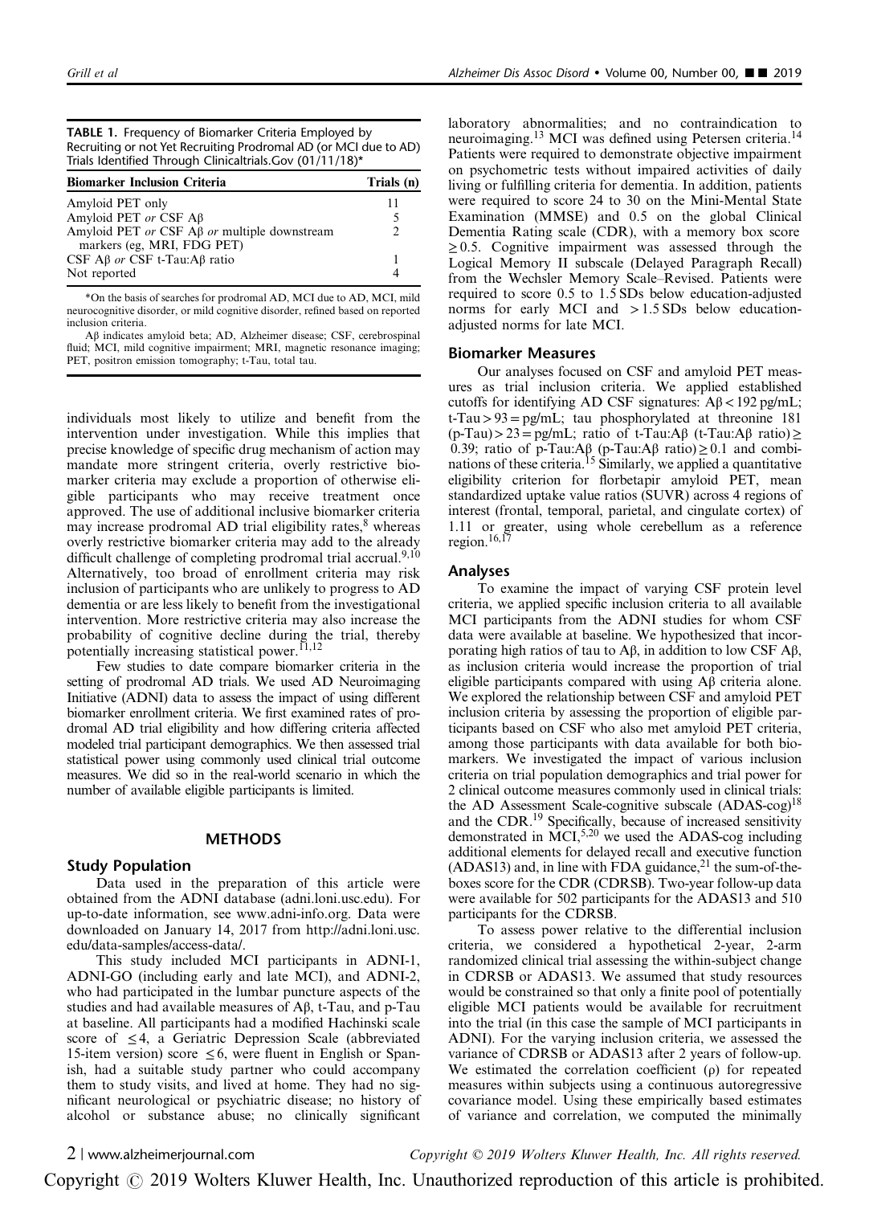**TABLE 1.** Frequency of Biomarker Criteria Employed by Recruiting or not Yet Recruiting Prodromal AD (or MCI due to AD) Trials Identified Through Clinicaltrials.Gov (01/11/18)*

| Biomarker Inclusion Criteria | Trials (n) |
|---|---|
| Amyloid PET only | 11 |
| Amyloid PET *or* CSF Aβ | 5 |
| Amyloid PET *or* CSF Aβ *or* multiple downstream markers (eg, MRI, FDG PET) | 2 |
| CSF Aβ *or* CSF t-Tau:Aβ ratio | 1 |
| Not reported | 4 |

*On the basis of searches for prodromal AD, MCI due to AD, MCI, mild neurocognitive disorder, or mild cognitive disorder, refined based on reported inclusion criteria.

Aβ indicates amyloid beta; AD, Alzheimer disease; CSF, cerebrospinal fluid; MCI, mild cognitive impairment; MRI, magnetic resonance imaging; PET, positron emission tomography; t-Tau, total tau.

individuals most likely to utilize and benefit from the intervention under investigation. While this implies that precise knowledge of specific drug mechanism of action may mandate more stringent criteria, overly restrictive biomarker criteria may exclude a proportion of otherwise eligible participants who may receive treatment once approved. The use of additional inclusive biomarker criteria may increase prodromal AD trial eligibility rates,[8] whereas overly restrictive biomarker criteria may add to the already difficult challenge of completing prodromal trial accrual.[9,10] Alternatively, too broad of enrollment criteria may risk inclusion of participants who are unlikely to progress to AD dementia or are less likely to benefit from the investigational intervention. More restrictive criteria may also increase the probability of cognitive decline during the trial, thereby potentially increasing statistical power.[11,12]

Few studies to date compare biomarker criteria in the setting of prodromal AD trials. We used AD Neuroimaging Initiative (ADNI) data to assess the impact of using different biomarker enrollment criteria. We first examined rates of prodromal AD trial eligibility and how differing criteria affected modeled trial participant demographics. We then assessed trial statistical power using commonly used clinical trial outcome measures. We did so in the real-world scenario in which the number of available eligible participants is limited.

## METHODS

### Study Population

Data used in the preparation of this article were obtained from the ADNI database (adni.loni.usc.edu). For up-to-date information, see www.adni-info.org. Data were downloaded on January 14, 2017 from http://adni.loni.usc.edu/data-samples/access-data/.

This study included MCI participants in ADNI-1, ADNI-GO (including early and late MCI), and ADNI-2, who had participated in the lumbar puncture aspects of the studies and had available measures of Aβ, t-Tau, and p-Tau at baseline. All participants had a modified Hachinski scale score of $\leq 4$, a Geriatric Depression Scale (abbreviated 15-item version) score $\leq 6$, were fluent in English or Spanish, had a suitable study partner who could accompany them to study visits, and lived at home. They had no significant neurological or psychiatric disease; no history of alcohol or substance abuse; no clinically significant laboratory abnormalities; and no contraindication to neuroimaging.[13] MCI was defined using Petersen criteria.[14] Patients were required to demonstrate objective impairment on psychometric tests without impaired activities of daily living or fulfilling criteria for dementia. In addition, patients were required to score 24 to 30 on the Mini-Mental State Examination (MMSE) and 0.5 on the global Clinical Dementia Rating scale (CDR), with a memory box score $\geq 0.5$. Cognitive impairment was assessed through the Logical Memory II subscale (Delayed Paragraph Recall) from the Wechsler Memory Scale–Revised. Patients were required to score 0.5 to 1.5 SDs below education-adjusted norms for early MCI and $>1.5$ SDs below education-adjusted norms for late MCI.

### Biomarker Measures

Our analyses focused on CSF and amyloid PET measures as trial inclusion criteria. We applied established cutoffs for identifying AD CSF signatures: Aβ < 192 pg/mL; t-Tau > 93 = pg/mL; tau phosphorylated at threonine 181 (p-Tau) > 23 = pg/mL; ratio of t-Tau:Aβ (t-Tau:Aβ ratio) ≥ 0.39; ratio of p-Tau:Aβ (p-Tau:Aβ ratio) ≥ 0.1 and combinations of these criteria.[15] Similarly, we applied a quantitative eligibility criterion for florbetapir amyloid PET, mean standardized uptake value ratios (SUVR) across 4 regions of interest (frontal, temporal, parietal, and cingulate cortex) of 1.11 or greater, using whole cerebellum as a reference region.[16,17]

### Analyses

To examine the impact of varying CSF protein level criteria, we applied specific inclusion criteria to all available MCI participants from the ADNI studies for whom CSF data were available at baseline. We hypothesized that incorporating high ratios of tau to Aβ, in addition to low CSF Aβ, as inclusion criteria would increase the proportion of trial eligible participants compared with using Aβ criteria alone. We explored the relationship between CSF and amyloid PET inclusion criteria by assessing the proportion of eligible participants based on CSF who also met amyloid PET criteria, among those participants with data available for both biomarkers. We investigated the impact of various inclusion criteria on trial population demographics and trial power for 2 clinical outcome measures commonly used in clinical trials: the AD Assessment Scale-cognitive subscale (ADAS-cog)[18] and the CDR.[19] Specifically, because of increased sensitivity demonstrated in MCI,[5,20] we used the ADAS-cog including additional elements for delayed recall and executive function (ADAS13) and, in line with FDA guidance,[21] the sum-of-the-boxes score for the CDR (CDRSB). Two-year follow-up data were available for 502 participants for the ADAS13 and 510 participants for the CDRSB.

To assess power relative to the differential inclusion criteria, we considered a hypothetical 2-year, 2-arm randomized clinical trial assessing the within-subject change in CDRSB or ADAS13. We assumed that study resources would be constrained so that only a finite pool of potentially eligible MCI patients would be available for recruitment into the trial (in this case the sample of MCI participants in ADNI). For the varying inclusion criteria, we assessed the variance of CDRSB or ADAS13 after 2 years of follow-up. We estimated the correlation coefficient (ρ) for repeated measures within subjects using a continuous autoregressive covariance model. Using these empirically based estimates of variance and correlation, we computed the minimally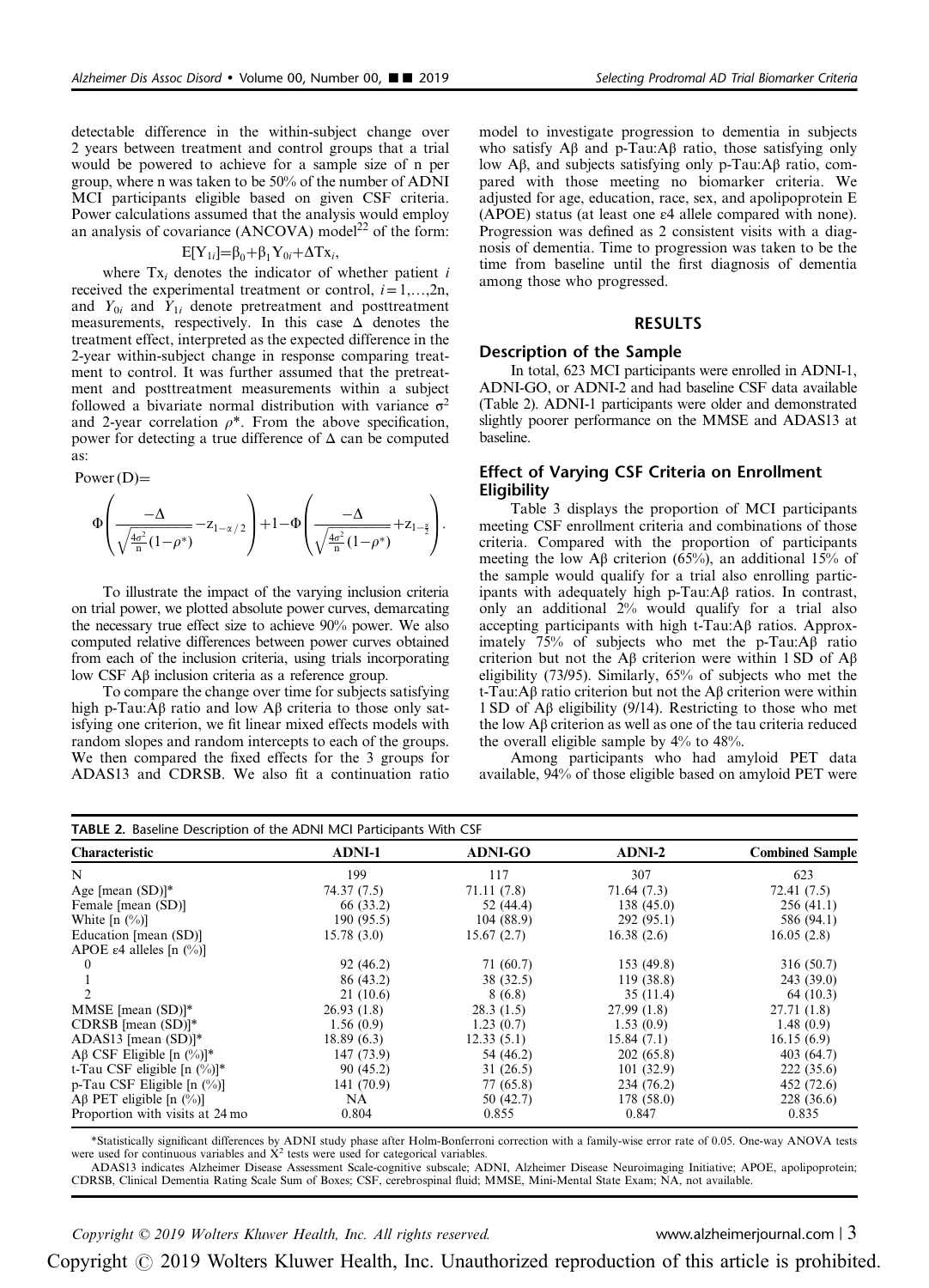detectable difference in the within-subject change over 2 years between treatment and control groups that a trial would be powered to achieve for a sample size of n per group, where n was taken to be 50% of the number of ADNI MCI participants eligible based on given CSF criteria. Power calculations assumed that the analysis would employ an analysis of covariance (ANCOVA) model[22] of the form:

$$E[Y_{1i}]=\beta_0+\beta_1 Y_{0i}+\Delta Tx_i,$$

where $Tx_i$ denotes the indicator of whether patient $i$ received the experimental treatment or control, $i=1,\ldots,2n$, and $Y_{0i}$ and $Y_{1i}$ denote pretreatment and posttreatment measurements, respectively. In this case $\Delta$ denotes the treatment effect, interpreted as the expected difference in the 2-year within-subject change in response comparing treatment to control. It was further assumed that the pretreatment and posttreatment measurements within a subject followed a bivariate normal distribution with variance $\sigma^2$ and 2-year correlation $\rho^*$. From the above specification, power for detecting a true difference of $\Delta$ can be computed as:

$$\text{Power}\,(D)=\Phi\left(\frac{-\Delta}{\sqrt{\frac{4\sigma^2}{n}(1-\rho^*)}}-z_{1-\alpha/2}\right)+1-\Phi\left(\frac{-\Delta}{\sqrt{\frac{4\sigma^2}{n}(1-\rho^*)}}+z_{1-\frac{\alpha}{2}}\right).$$

To illustrate the impact of the varying inclusion criteria on trial power, we plotted absolute power curves, demarcating the necessary true effect size to achieve 90% power. We also computed relative differences between power curves obtained from each of the inclusion criteria, using trials incorporating low CSF Aβ inclusion criteria as a reference group.

To compare the change over time for subjects satisfying high p-Tau:Aβ ratio and low Aβ criteria to those only satisfying one criterion, we fit linear mixed effects models with random slopes and random intercepts to each of the groups. We then compared the fixed effects for the 3 groups for ADAS13 and CDRSB. We also fit a continuation ratio model to investigate progression to dementia in subjects who satisfy Aβ and p-Tau:Aβ ratio, those satisfying only low Aβ, and subjects satisfying only p-Tau:Aβ ratio, compared with those meeting no biomarker criteria. We adjusted for age, education, race, sex, and apolipoprotein E (APOE) status (at least one ε4 allele compared with none). Progression was defined as 2 consistent visits with a diagnosis of dementia. Time to progression was taken to be the time from baseline until the first diagnosis of dementia among those who progressed.

## RESULTS

### Description of the Sample

In total, 623 MCI participants were enrolled in ADNI-1, ADNI-GO, or ADNI-2 and had baseline CSF data available (Table 2). ADNI-1 participants were older and demonstrated slightly poorer performance on the MMSE and ADAS13 at baseline.

### Effect of Varying CSF Criteria on Enrollment Eligibility

Table 3 displays the proportion of MCI participants meeting CSF enrollment criteria and combinations of those criteria. Compared with the proportion of participants meeting the low Aβ criterion (65%), an additional 15% of the sample would qualify for a trial also enrolling participants with adequately high p-Tau:Aβ ratios. In contrast, only an additional 2% would qualify for a trial also accepting participants with high t-Tau:Aβ ratios. Approximately 75% of subjects who met the p-Tau:Aβ ratio criterion but not the Aβ criterion were within 1 SD of Aβ eligibility (73/95). Similarly, 65% of subjects who met the t-Tau:Aβ ratio criterion but not the Aβ criterion were within 1 SD of Aβ eligibility (9/14). Restricting to those who met the low Aβ criterion as well as one of the tau criteria reduced the overall eligible sample by 4% to 48%.

Among participants who had amyloid PET data available, 94% of those eligible based on amyloid PET were

**TABLE 2.** Baseline Description of the ADNI MCI Participants With CSF

| Characteristic | ADNI-1 | ADNI-GO | ADNI-2 | Combined Sample |
|---|---|---|---|---|
| N | 199 | 117 | 307 | 623 |
| Age [mean (SD)]* | 74.37 (7.5) | 71.11 (7.8) | 71.64 (7.3) | 72.41 (7.5) |
| Female [mean (SD)] | 66 (33.2) | 52 (44.4) | 138 (45.0) | 256 (41.1) |
| White [n (%)] | 190 (95.5) | 104 (88.9) | 292 (95.1) | 586 (94.1) |
| Education [mean (SD)] | 15.78 (3.0) | 15.67 (2.7) | 16.38 (2.6) | 16.05 (2.8) |
| APOE ε4 alleles [n (%)] | | | | |
| 0 | 92 (46.2) | 71 (60.7) | 153 (49.8) | 316 (50.7) |
| 1 | 86 (43.2) | 38 (32.5) | 119 (38.8) | 243 (39.0) |
| 2 | 21 (10.6) | 8 (6.8) | 35 (11.4) | 64 (10.3) |
| MMSE [mean (SD)]* | 26.93 (1.8) | 28.3 (1.5) | 27.99 (1.8) | 27.71 (1.8) |
| CDRSB [mean (SD)]* | 1.56 (0.9) | 1.23 (0.7) | 1.53 (0.9) | 1.48 (0.9) |
| ADAS13 [mean (SD)]* | 18.89 (6.3) | 12.33 (5.1) | 15.84 (7.1) | 16.15 (6.9) |
| Aβ CSF Eligible [n (%)]* | 147 (73.9) | 54 (46.2) | 202 (65.8) | 403 (64.7) |
| t-Tau CSF eligible [n (%)]* | 90 (45.2) | 31 (26.5) | 101 (32.9) | 222 (35.6) |
| p-Tau CSF Eligible [n (%)] | 141 (70.9) | 77 (65.8) | 234 (76.2) | 452 (72.6) |
| Aβ PET eligible [n (%)] | NA | 50 (42.7) | 178 (58.0) | 228 (36.6) |
| Proportion with visits at 24 mo | 0.804 | 0.855 | 0.847 | 0.835 |

*Statistically significant differences by ADNI study phase after Holm-Bonferroni correction with a family-wise error rate of 0.05. One-way ANOVA tests were used for continuous variables and $X^2$ tests were used for categorical variables.

ADAS13 indicates Alzheimer Disease Assessment Scale-cognitive subscale; ADNI, Alzheimer Disease Neuroimaging Initiative; APOE, apolipoprotein; CDRSB, Clinical Dementia Rating Scale Sum of Boxes; CSF, cerebrospinal fluid; MMSE, Mini-Mental State Exam; NA, not available.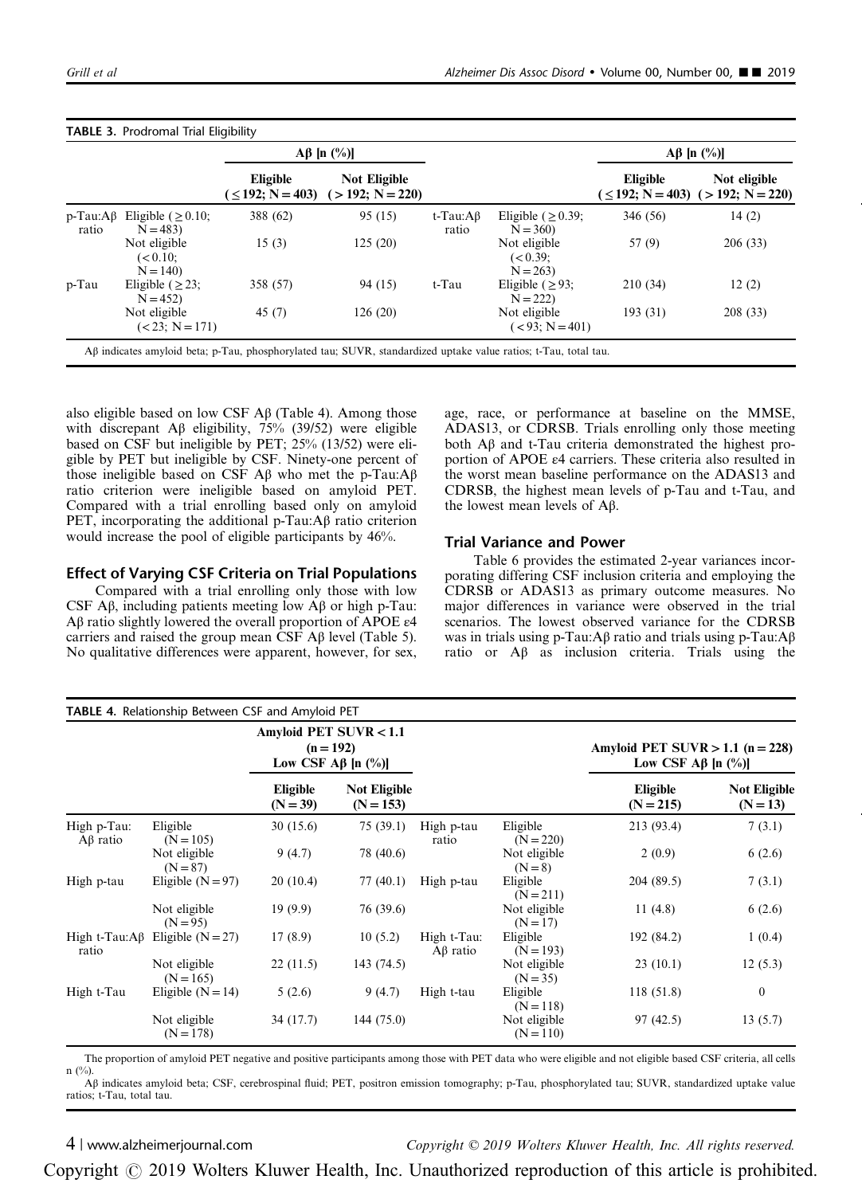**TABLE 3.** Prodromal Trial Eligibility

| | | Aβ [n (%)] | | | | Aβ [n (%)] | |
|---|---|---|---|---|---|---|---|
| | | **Eligible (≤192; N = 403)** | **Not Eligible (> 192; N = 220)** | | | **Eligible (≤192; N = 403)** | **Not eligible (> 192; N = 220)** |
| p-Tau:Aβ ratio | Eligible (≥0.10; N = 483) | 388 (62) | 95 (15) | t-Tau:Aβ ratio | Eligible (≥0.39; N = 360) | 346 (56) | 14 (2) |
| | Not eligible (< 0.10; N = 140) | 15 (3) | 125 (20) | | Not eligible (< 0.39; N = 263) | 57 (9) | 206 (33) |
| p-Tau | Eligible (≥23; N = 452) | 358 (57) | 94 (15) | t-Tau | Eligible (≥93; N = 222) | 210 (34) | 12 (2) |
| | Not eligible (< 23; N = 171) | 45 (7) | 126 (20) | | Not eligible (< 93; N = 401) | 193 (31) | 208 (33) |

Aβ indicates amyloid beta; p-Tau, phosphorylated tau; SUVR, standardized uptake value ratios; t-Tau, total tau.

also eligible based on low CSF Aβ (Table 4). Among those with discrepant Aβ eligibility, 75% (39/52) were eligible based on CSF but ineligible by PET; 25% (13/52) were eligible by PET but ineligible by CSF. Ninety-one percent of those ineligible based on CSF Aβ who met the p-Tau:Aβ ratio criterion were ineligible based on amyloid PET. Compared with a trial enrolling based only on amyloid PET, incorporating the additional p-Tau:Aβ ratio criterion would increase the pool of eligible participants by 46%.

## Effect of Varying CSF Criteria on Trial Populations

Compared with a trial enrolling only those with low CSF Aβ, including patients meeting low Aβ or high p-Tau: Aβ ratio slightly lowered the overall proportion of APOE ε4 carriers and raised the group mean CSF Aβ level (Table 5). No qualitative differences were apparent, however, for sex, age, race, or performance at baseline on the MMSE, ADAS13, or CDRSB. Trials enrolling only those meeting both Aβ and t-Tau criteria demonstrated the highest proportion of APOE ε4 carriers. These criteria also resulted in the worst mean baseline performance on the ADAS13 and CDRSB, the highest mean levels of p-Tau and t-Tau, and the lowest mean levels of Aβ.

## Trial Variance and Power

Table 6 provides the estimated 2-year variances incorporating differing CSF inclusion criteria and employing the CDRSB or ADAS13 as primary outcome measures. No major differences in variance were observed in the trial scenarios. The lowest observed variance for the CDRSB was in trials using p-Tau:Aβ ratio and trials using p-Tau:Aβ ratio or Aβ as inclusion criteria. Trials using the

**TABLE 4.** Relationship Between CSF and Amyloid PET

| | | Amyloid PET SUVR < 1.1 (n = 192) Low CSF Aβ [n (%)] | | | | Amyloid PET SUVR > 1.1 (n = 228) Low CSF Aβ [n (%)] | |
|---|---|---|---|---|---|---|---|
| | | **Eligible (N = 39)** | **Not Eligible (N = 153)** | | | **Eligible (N = 215)** | **Not Eligible (N = 13)** |
| High p-Tau: Aβ ratio | Eligible (N = 105) | 30 (15.6) | 75 (39.1) | High p-tau ratio | Eligible (N = 220) | 213 (93.4) | 7 (3.1) |
| | Not eligible (N = 87) | 9 (4.7) | 78 (40.6) | | Not eligible (N = 8) | 2 (0.9) | 6 (2.6) |
| High p-tau | Eligible (N = 97) | 20 (10.4) | 77 (40.1) | High p-tau | Eligible (N = 211) | 204 (89.5) | 7 (3.1) |
| | Not eligible (N = 95) | 19 (9.9) | 76 (39.6) | | Not eligible (N = 17) | 11 (4.8) | 6 (2.6) |
| High t-Tau:Aβ ratio | Eligible (N = 27) | 17 (8.9) | 10 (5.2) | High t-Tau: Aβ ratio | Eligible (N = 193) | 192 (84.2) | 1 (0.4) |
| | Not eligible (N = 165) | 22 (11.5) | 143 (74.5) | | Not eligible (N = 35) | 23 (10.1) | 12 (5.3) |
| High t-Tau | Eligible (N = 14) | 5 (2.6) | 9 (4.7) | High t-tau | Eligible (N = 118) | 118 (51.8) | 0 |
| | Not eligible (N = 178) | 34 (17.7) | 144 (75.0) | | Not eligible (N = 110) | 97 (42.5) | 13 (5.7) |

The proportion of amyloid PET negative and positive participants among those with PET data who were eligible and not eligible based CSF criteria, all cells n (%).

Aβ indicates amyloid beta; CSF, cerebrospinal fluid; PET, positron emission tomography; p-Tau, phosphorylated tau; SUVR, standardized uptake value ratios; t-Tau, total tau.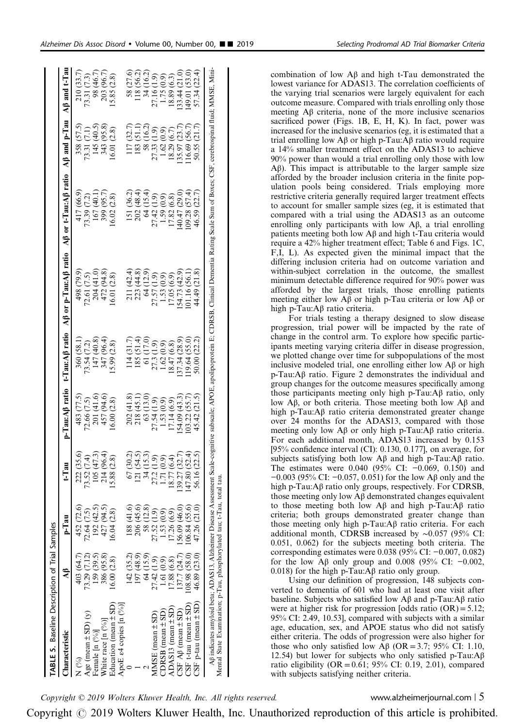**TABLE 5.** Baseline Description of Trial Samples

| Characteristic | Aβ | p-Tau | t-Tau | p-Tau:Aβ ratio | t-Tau:Aβ ratio | Aβ or p-Tau:Aβ ratio | Aβ or t-Tau:Aβ ratio | Aβ and p-Tau | Aβ and t-Tau |
|---|---|---|---|---|---|---|---|---|---|
| N (%) | 403 (64.7) | 452 (72.6) | 222 (35.6) | 483 (77.5) | 360 (58.1) | 498 (79.9) | 417 (66.9) | 358 (57.5) | 210 (33.7) |
| Age (mean ± SD) (y) | 73.29 (7.12) | 72.64 (7.5) | 73.52 (7.4) | 72.66 (7.5) | 73.54 (7.2) | 72.61 (7.5) | 73.39 (7.2) | 73.31 (7.1) | 73.31 (7.3) |
| Female [n (%)] | 159 (39.5) | 192 (42.5) | 105 (47.3) | 201 (41.6) | 147 (40.8) | 204 (41.0) | 167 (40.1) | 145 (40.5) | 98 (46.7) |
| White race [n (%)] | 386 (95.8) | 427 (94.5) | 214 (96.4) | 457 (94.6) | 347 (96.4) | 472 (94.8) | 399 (95.7) | 343 (95.8) | 203 (96.7) |
| Education (mean ± SD) | 16.00 (2.8) | 16.04 (2.8) | 15.88 (2.8) | 16.00 (2.8) | 15.99 (2.8) | 16.01 (2.8) | 16.02 (2.8) | 16.01 (2.8) | 15.85 (2.8) |
| ApoE ε4 copies [n (%)] | | | | | | | | | |
| 0 | 142 (35.2) | 188 (41.6) | 67 (30.2) | 202 (41.8) | 114 (31.7) | 211 (42.4) | 151 (36.2) | 117 (32.7) | 58 (27.6) |
| 1 | 197 (48.9) | 206 (45.6) | 121 (54.5) | 218 (45.1) | 185 (51.4) | 223 (44.8) | 202 (48.4) | 183 (51.1) | 118 (56.2) |
| 2 | 64 (15.9) | 58 (12.8) | 34 (15.3) | 63 (13.0) | 61 (17.0) | 64 (12.9) | 64 (15.4) | 58 (16.2) | 34 (16.2) |
| MMSE (mean ± SD) | 27.42 (1.9) | 27.52 (1.9) | 27.2 (1.9) | 27.54 (1.9) | 27.3 (1.9) | 27.57 (1.9) | 27.42 (1.9) | 27.33 (1.9) | 27.16 (1.9) |
| CDRSB (mean ± SD) | 1.61 (0.9) | 1.53 (0.9) | 1.71 (0.9) | 1.53 (0.9) | 1.62 (0.9) | 1.53 (0.9) | 1.59 (0.9) | 1.62 (0.9) | 1.75 (0.9) |
| ADAS13 (mean ± SD) | 17.88 (6.8) | 17.26 (6.9) | 18.77 (6.4) | 17.14 (6.9) | 18.47 (6.8) | 17.05 (6.9) | 17.82 (6.8) | 18.29 (6.7) | 18.89 (6.3) |
| CSF Aβ (mean ± SD) | 137.7 (24.7) | 156.09 (46.0) | 139.27 (32.7) | 154.09 (43.3) | 137.34 (28.9) | 154.73 (42.9) | 140.47 (29.0) | 135.97 (23.7) | 133.44 (21.0) |
| CSF t-tau (mean ± SD) | 108.98 (58.0) | 106.84 (55.6) | 147.80 (52.4) | 103.22 (55.7) | 119.64 (55.0) | 101.16 (56.1) | 109.28 (57.4) | 116.69 (56.7) | 149.01 (53.0) |
| CSF p-tau (mean ± SD) | 46.89 (23.0) | 47.26 (21.0) | 56.16 (22.5) | 45.42 (21.5) | 50.00 (22.2) | 44.49 (21.8) | 46.59 (22.7) | 50.55 (21.7) | 57.34 (22.4) |

Aβ indicates amyloid beta; ADAS13, Alzheimer Disease Assessment Scale-cognitive subscale; APOE, apolipoprotein E; CDRSB, Clinical Dementia Rating Scale Sum of Boxes; CSF, cerebrospinal fluid; MMSE, Mini-Mental State Examination; p-Tau, phosphorylated tau; t-Tau, total tau.

combination of low Aβ and high t-Tau demonstrated the lowest variance for ADAS13. The correlation coefficients of the varying trial scenarios were largely equivalent for each outcome measure. Compared with trials enrolling only those meeting Aβ criteria, none of the more inclusive scenarios sacrificed power (Figs. 1B, E, H, K). In fact, power was increased for the inclusive scenarios (eg, it is estimated that a trial enrolling low Aβ or high p-Tau:Aβ ratio would require a 14% smaller treatment effect on the ADAS13 to achieve 90% power than would a trial enrolling only those with low Aβ). This impact is attributable to the larger sample size afforded by the broader inclusion criteria in the finite population pools being considered. Trials employing more restrictive criteria generally required larger treatment effects to account for smaller sample sizes (eg, it is estimated that compared with a trial using the ADAS13 as an outcome enrolling only participants with low Aβ, a trial enrolling patients meeting both low Aβ and high t-Tau criteria would require a 42% higher treatment effect; Table 6 and Figs. 1C, F, I, L). As expected given the minimal impact that the differing inclusion criteria had on outcome variation and within-subject correlation in the outcome, the smallest minimum detectable difference required for 90% power was afforded by the largest trials, those enrolling patients meeting either low Aβ or high p-Tau criteria or low Aβ or high p-Tau:Aβ ratio criteria.

For trials testing a therapy designed to slow disease progression, trial power will be impacted by the rate of change in the control arm. To explore how specific participants meeting varying criteria differ in disease progression, we plotted change over time for subpopulations of the most inclusive modeled trial, one enrolling either low Aβ or high p-Tau:Aβ ratio. Figure 2 demonstrates the individual and group changes for the outcome measures specifically among those participants meeting only high p-Tau:Aβ ratio, only low Aβ, or both criteria. Those meeting both low Aβ and high p-Tau:Aβ ratio criteria demonstrated greater change over 24 months for the ADAS13, compared with those meeting only low Aβ or only high p-Tau:Aβ ratio criteria. For each additional month, ADAS13 increased by 0.153 [95% confidence interval (CI): 0.130, 0.177], on average, for subjects satisfying both low Aβ and high p-Tau:Aβ ratio. The estimates were 0.040 (95% CI: −0.069, 0.150) and −0.003 (95% CI: −0.057, 0.051) for the low Aβ only and the high p-Tau:Aβ ratio only groups, respectively. For CDRSB, those meeting only low Aβ demonstrated changes equivalent to those meeting both low Aβ and high p-Tau:Aβ ratio criteria; both groups demonstrated greater change than those meeting only high p-Tau:Aβ ratio criteria. For each additional month, CDRSB increased by ∼0.057 (95% CI: 0.051, 0.062) for the subjects meeting both criteria. The corresponding estimates were 0.038 (95% CI: −0.007, 0.082) for the low Aβ only group and 0.008 (95% CI: −0.002, 0.018) for the high p-Tau:Aβ ratio only group.

Using our definition of progression, 148 subjects converted to dementia of 601 who had at least one visit after baseline. Subjects who satisfied low Aβ and p-Tau:Aβ ratio were at higher risk for progression [odds ratio (OR) = 5.12; 95% CI: 2.49, 10.53], compared with subjects with a similar age, education, sex, and APOE status who did not satisfy either criteria. The odds of progression were also higher for those who only satisfied low Aβ (OR = 3.7; 95% CI: 1.10, 12.54) but lower for subjects who only satisfied p-Tau:Aβ ratio eligibility (OR = 0.61; 95% CI: 0.19, 2.01), compared with subjects satisfying neither criteria.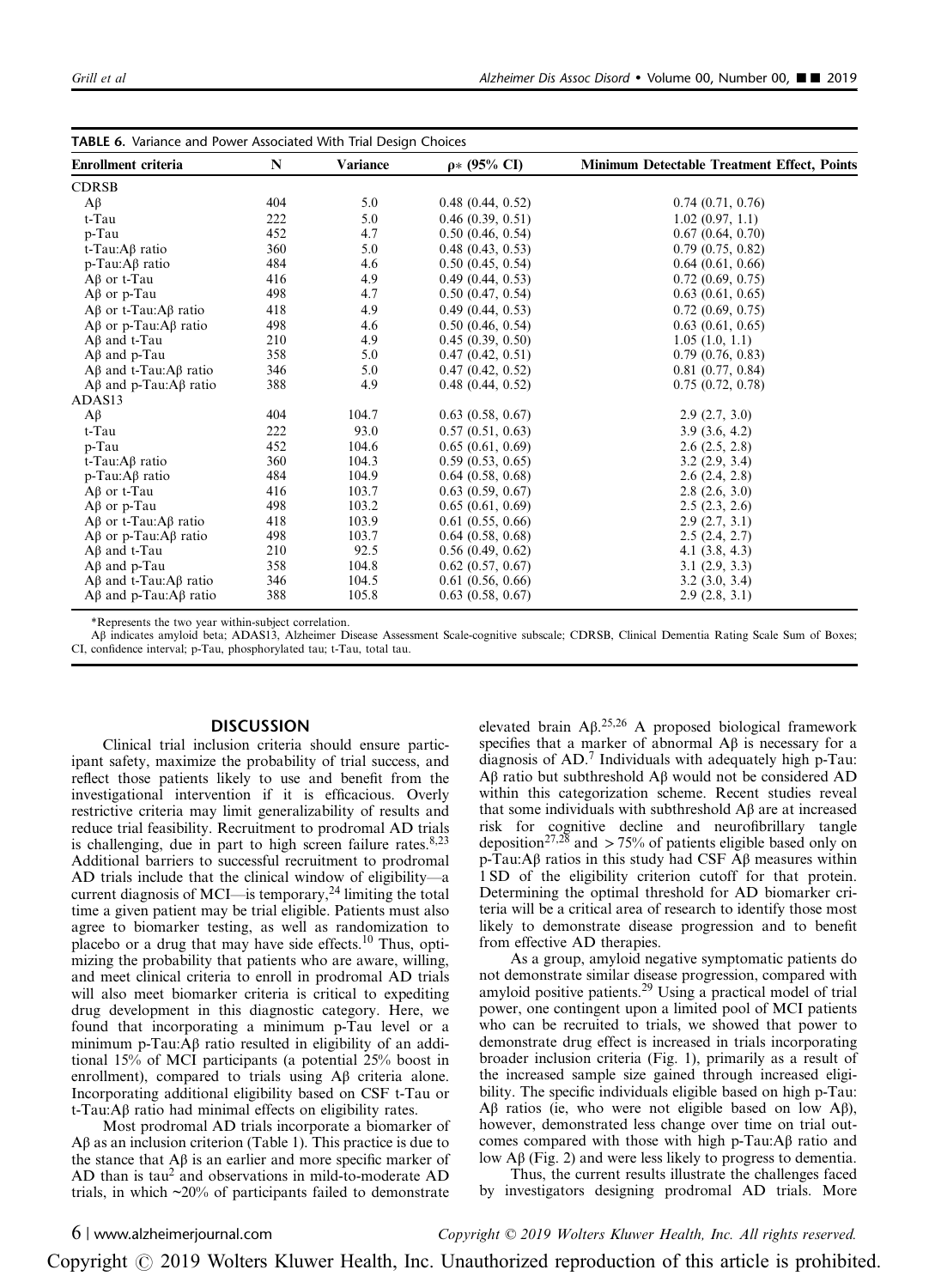**TABLE 6.** Variance and Power Associated With Trial Design Choices

| Enrollment criteria | N | Variance | ρ* (95% CI) | Minimum Detectable Treatment Effect, Points |
|---|---|---|---|---|
| CDRSB | | | | |
| Aβ | 404 | 5.0 | 0.48 (0.44, 0.52) | 0.74 (0.71, 0.76) |
| t-Tau | 222 | 5.0 | 0.46 (0.39, 0.51) | 1.02 (0.97, 1.1) |
| p-Tau | 452 | 4.7 | 0.50 (0.46, 0.54) | 0.67 (0.64, 0.70) |
| t-Tau:Aβ ratio | 360 | 5.0 | 0.48 (0.43, 0.53) | 0.79 (0.75, 0.82) |
| p-Tau:Aβ ratio | 484 | 4.6 | 0.50 (0.45, 0.54) | 0.64 (0.61, 0.66) |
| Aβ or t-Tau | 416 | 4.9 | 0.49 (0.44, 0.53) | 0.72 (0.69, 0.75) |
| Aβ or p-Tau | 498 | 4.7 | 0.50 (0.47, 0.54) | 0.63 (0.61, 0.65) |
| Aβ or t-Tau:Aβ ratio | 418 | 4.9 | 0.49 (0.44, 0.53) | 0.72 (0.69, 0.75) |
| Aβ or p-Tau:Aβ ratio | 498 | 4.6 | 0.50 (0.46, 0.54) | 0.63 (0.61, 0.65) |
| Aβ and t-Tau | 210 | 4.9 | 0.45 (0.39, 0.50) | 1.05 (1.0, 1.1) |
| Aβ and p-Tau | 358 | 5.0 | 0.47 (0.42, 0.51) | 0.79 (0.76, 0.83) |
| Aβ and t-Tau:Aβ ratio | 346 | 5.0 | 0.47 (0.42, 0.52) | 0.81 (0.77, 0.84) |
| Aβ and p-Tau:Aβ ratio | 388 | 4.9 | 0.48 (0.44, 0.52) | 0.75 (0.72, 0.78) |
| ADAS13 | | | | |
| Aβ | 404 | 104.7 | 0.63 (0.58, 0.67) | 2.9 (2.7, 3.0) |
| t-Tau | 222 | 93.0 | 0.57 (0.51, 0.63) | 3.9 (3.6, 4.2) |
| p-Tau | 452 | 104.6 | 0.65 (0.61, 0.69) | 2.6 (2.5, 2.8) |
| t-Tau:Aβ ratio | 360 | 104.3 | 0.59 (0.53, 0.65) | 3.2 (2.9, 3.4) |
| p-Tau:Aβ ratio | 484 | 104.9 | 0.64 (0.58, 0.68) | 2.6 (2.4, 2.8) |
| Aβ or t-Tau | 416 | 103.7 | 0.63 (0.59, 0.67) | 2.8 (2.6, 3.0) |
| Aβ or p-Tau | 498 | 103.2 | 0.65 (0.61, 0.69) | 2.5 (2.3, 2.6) |
| Aβ or t-Tau:Aβ ratio | 418 | 103.9 | 0.61 (0.55, 0.66) | 2.9 (2.7, 3.1) |
| Aβ or p-Tau:Aβ ratio | 498 | 103.7 | 0.64 (0.58, 0.68) | 2.5 (2.4, 2.7) |
| Aβ and t-Tau | 210 | 92.5 | 0.56 (0.49, 0.62) | 4.1 (3.8, 4.3) |
| Aβ and p-Tau | 358 | 104.8 | 0.62 (0.57, 0.67) | 3.1 (2.9, 3.3) |
| Aβ and t-Tau:Aβ ratio | 346 | 104.5 | 0.61 (0.56, 0.66) | 3.2 (3.0, 3.4) |
| Aβ and p-Tau:Aβ ratio | 388 | 105.8 | 0.63 (0.58, 0.67) | 2.9 (2.8, 3.1) |

*Represents the two year within-subject correlation.

Aβ indicates amyloid beta; ADAS13, Alzheimer Disease Assessment Scale-cognitive subscale; CDRSB, Clinical Dementia Rating Scale Sum of Boxes; CI, confidence interval; p-Tau, phosphorylated tau; t-Tau, total tau.

## DISCUSSION

Clinical trial inclusion criteria should ensure participant safety, maximize the probability of trial success, and reflect those patients likely to use and benefit from the investigational intervention if it is efficacious. Overly restrictive criteria may limit generalizability of results and reduce trial feasibility. Recruitment to prodromal AD trials is challenging, due in part to high screen failure rates.[8,23] Additional barriers to successful recruitment to prodromal AD trials include that the clinical window of eligibility—a current diagnosis of MCI—is temporary,[24] limiting the total time a given patient may be trial eligible. Patients must also agree to biomarker testing, as well as randomization to placebo or a drug that may have side effects.[10] Thus, optimizing the probability that patients who are aware, willing, and meet clinical criteria to enroll in prodromal AD trials will also meet biomarker criteria is critical to expediting drug development in this diagnostic category. Here, we found that incorporating a minimum p-Tau level or a minimum p-Tau:Aβ ratio resulted in eligibility of an additional 15% of MCI participants (a potential 25% boost in enrollment), compared to trials using Aβ criteria alone. Incorporating additional eligibility based on CSF t-Tau or t-Tau:Aβ ratio had minimal effects on eligibility rates.

Most prodromal AD trials incorporate a biomarker of Aβ as an inclusion criterion (Table 1). This practice is due to the stance that Aβ is an earlier and more specific marker of AD than is tau[2] and observations in mild-to-moderate AD trials, in which ~20% of participants failed to demonstrate elevated brain Aβ.[25,26] A proposed biological framework specifies that a marker of abnormal Aβ is necessary for a diagnosis of AD.[7] Individuals with adequately high p-Tau: Aβ ratio but subthreshold Aβ would not be considered AD within this categorization scheme. Recent studies reveal that some individuals with subthreshold Aβ are at increased risk for cognitive decline and neurofibrillary tangle deposition[27,28] and > 75% of patients eligible based only on p-Tau:Aβ ratios in this study had CSF Aβ measures within 1 SD of the eligibility criterion cutoff for that protein. Determining the optimal threshold for AD biomarker criteria will be a critical area of research to identify those most likely to demonstrate disease progression and to benefit from effective AD therapies.

As a group, amyloid negative symptomatic patients do not demonstrate similar disease progression, compared with amyloid positive patients.[29] Using a practical model of trial power, one contingent upon a limited pool of MCI patients who can be recruited to trials, we showed that power to demonstrate drug effect is increased in trials incorporating broader inclusion criteria (Fig. 1), primarily as a result of the increased sample size gained through increased eligibility. The specific individuals eligible based on high p-Tau: Aβ ratios (ie, who were not eligible based on low Aβ), however, demonstrated less change over time on trial outcomes compared with those with high p-Tau:Aβ ratio and low Aβ (Fig. 2) and were less likely to progress to dementia.

Thus, the current results illustrate the challenges faced by investigators designing prodromal AD trials. More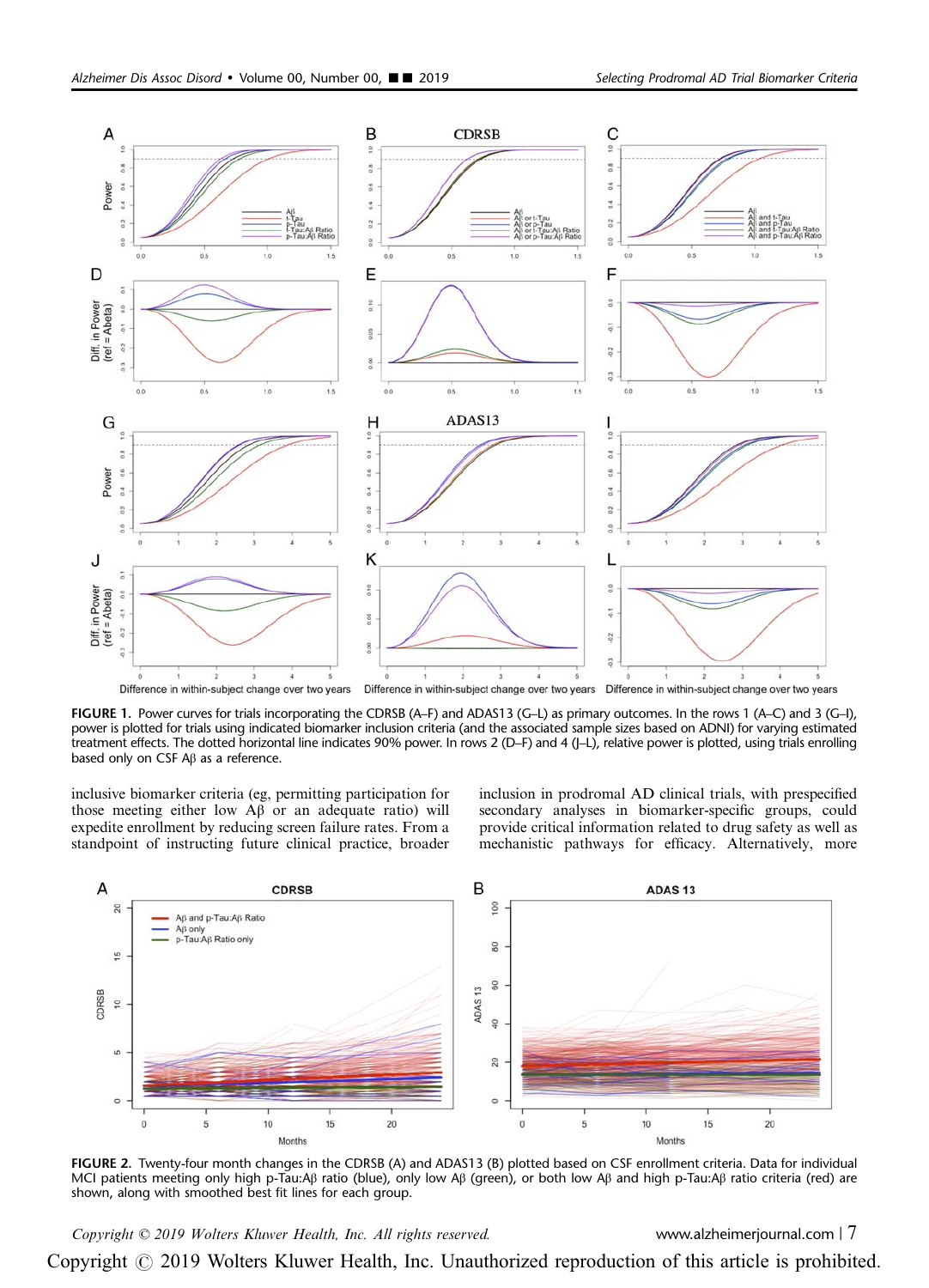FIGURE 1. Power curves for trials incorporating the CDRSB (A–F) and ADAS13 (G–L) as primary outcomes. In the rows 1 (A–C) and 3 (G–I), power is plotted for trials using indicated biomarker inclusion criteria (and the associated sample sizes based on ADNI) for varying estimated treatment effects. The dotted horizontal line indicates 90% power. In rows 2 (D–F) and 4 (J–L), relative power is plotted, using trials enrolling based only on CSF Aβ as a reference.

inclusive biomarker criteria (eg, permitting participation for those meeting either low Aβ or an adequate ratio) will expedite enrollment by reducing screen failure rates. From a standpoint of instructing future clinical practice, broader inclusion in prodromal AD clinical trials, with prespecified secondary analyses in biomarker-specific groups, could provide critical information related to drug safety as well as mechanistic pathways for efficacy. Alternatively, more

FIGURE 2. Twenty-four month changes in the CDRSB (A) and ADAS13 (B) plotted based on CSF enrollment criteria. Data for individual MCI patients meeting only high p-Tau:Aβ ratio (blue), only low Aβ (green), or both low Aβ and high p-Tau:Aβ ratio criteria (red) are shown, along with smoothed best fit lines for each group.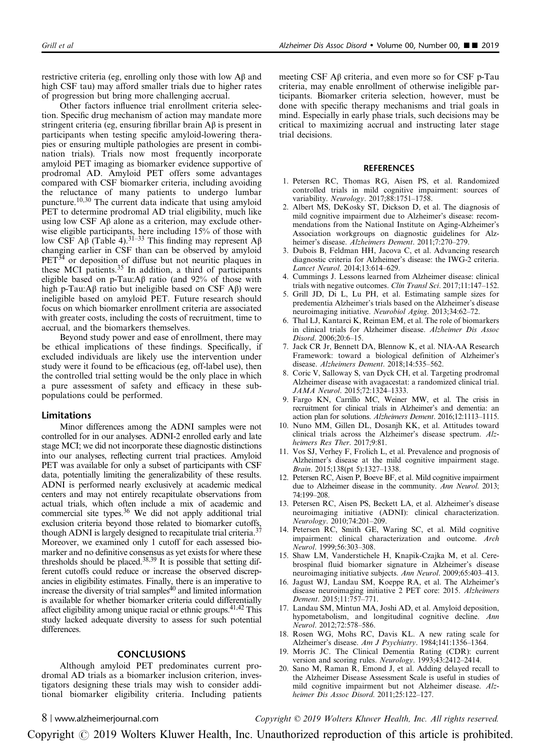restrictive criteria (eg, enrolling only those with low Aβ and high CSF tau) may afford smaller trials due to higher rates of progression but bring more challenging accrual.

Other factors influence trial enrollment criteria selection. Specific drug mechanism of action may mandate more stringent criteria (eg, ensuring fibrillar brain Aβ is present in participants when testing specific amyloid-lowering therapies or ensuring multiple pathologies are present in combination trials). Trials now most frequently incorporate amyloid PET imaging as biomarker evidence supportive of prodromal AD. Amyloid PET offers some advantages compared with CSF biomarker criteria, including avoiding the reluctance of many patients to undergo lumbar puncture.[10,30] The current data indicate that using amyloid PET to determine prodromal AD trial eligibility, much like using low CSF Aβ alone as a criterion, may exclude otherwise eligible participants, here including 15% of those with low CSF Aβ (Table 4).[31–33] This finding may represent Aβ changing earlier in CSF than can be observed by amyloid PET[34] or deposition of diffuse but not neuritic plaques in these MCI patients.[35] In addition, a third of participants eligible based on p-Tau:Aβ ratio (and 92% of those with high p-Tau:Aβ ratio but ineligible based on CSF Aβ) were ineligible based on amyloid PET. Future research should focus on which biomarker enrollment criteria are associated with greater costs, including the costs of recruitment, time to accrual, and the biomarkers themselves.

Beyond study power and ease of enrollment, there may be ethical implications of these findings. Specifically, if excluded individuals are likely use the intervention under study were it found to be efficacious (eg, off-label use), then the controlled trial setting would be the only place in which a pure assessment of safety and efficacy in these subpopulations could be performed.

### Limitations

Minor differences among the ADNI samples were not controlled for in our analyses. ADNI-2 enrolled early and late stage MCI; we did not incorporate these diagnostic distinctions into our analyses, reflecting current trial practices. Amyloid PET was available for only a subset of participants with CSF data, potentially limiting the generalizability of these results. ADNI is performed nearly exclusively at academic medical centers and may not entirely recapitulate observations from actual trials, which often include a mix of academic and commercial site types.[36] We did not apply additional trial exclusion criteria beyond those related to biomarker cutoffs, though ADNI is largely designed to recapitulate trial criteria.[37] Moreover, we examined only 1 cutoff for each assessed biomarker and no definitive consensus as yet exists for where these thresholds should be placed.[38,39] It is possible that setting different cutoffs could reduce or increase the observed discrepancies in eligibility estimates. Finally, there is an imperative to increase the diversity of trial samples[40] and limited information is available for whether biomarker criteria could differentially affect eligibility among unique racial or ethnic groups.[41,42] This study lacked adequate diversity to assess for such potential differences.

## CONCLUSIONS

Although amyloid PET predominates current prodromal AD trials as a biomarker inclusion criterion, investigators designing these trials may wish to consider additional biomarker eligibility criteria. Including patients meeting CSF Aβ criteria, and even more so for CSF p-Tau criteria, may enable enrollment of otherwise ineligible participants. Biomarker criteria selection, however, must be done with specific therapy mechanisms and trial goals in mind. Especially in early phase trials, such decisions may be critical to maximizing accrual and instructing later stage trial decisions.

## REFERENCES

1. Petersen RC, Thomas RG, Aisen PS, et al. Randomized controlled trials in mild cognitive impairment: sources of variability. *Neurology*. 2017;88:1751–1758.
2. Albert MS, DeKosky ST, Dickson D, et al. The diagnosis of mild cognitive impairment due to Alzheimer's disease: recommendations from the National Institute on Aging-Alzheimer's Association workgroups on diagnostic guidelines for Alzheimer's disease. *Alzheimers Dement*. 2011;7:270–279.
3. Dubois B, Feldman HH, Jacova C, et al. Advancing research diagnostic criteria for Alzheimer's disease: the IWG-2 criteria. *Lancet Neurol*. 2014;13:614–629.
4. Cummings J. Lessons learned from Alzheimer disease: clinical trials with negative outcomes. *Clin Transl Sci*. 2017;11:147–152.
5. Grill JD, Di L, Lu PH, et al. Estimating sample sizes for predementia Alzheimer's trials based on the Alzheimer's disease neuroimaging initiative. *Neurobiol Aging*. 2013;34:62–72.
6. Thal LJ, Kantarci K, Reiman EM, et al. The role of biomarkers in clinical trials for Alzheimer disease. *Alzheimer Dis Assoc Disord*. 2006;20:6–15.
7. Jack CR Jr, Bennett DA, Blennow K, et al. NIA-AA Research Framework: toward a biological definition of Alzheimer's disease. *Alzheimers Dement*. 2018;14:535–562.
8. Coric V, Salloway S, van Dyck CH, et al. Targeting prodromal Alzheimer disease with avagacestat: a randomized clinical trial. *JAMA Neurol*. 2015;72:1324–1333.
9. Fargo KN, Carrillo MC, Weiner MW, et al. The crisis in recruitment for clinical trials in Alzheimer's and dementia: an action plan for solutions. *Alzheimers Dement*. 2016;12:1113–1115.
10. Nuno MM, Gillen DL, Dosanjh KK, et al. Attitudes toward clinical trials across the Alzheimer's disease spectrum. *Alzheimers Res Ther*. 2017;9:81.
11. Vos SJ, Verhey F, Frolich L, et al. Prevalence and prognosis of Alzheimer's disease at the mild cognitive impairment stage. *Brain*. 2015;138(pt 5):1327–1338.
12. Petersen RC, Aisen P, Boeve BF, et al. Mild cognitive impairment due to Alzheimer disease in the community. *Ann Neurol*. 2013;74:199–208.
13. Petersen RC, Aisen PS, Beckett LA, et al. Alzheimer's disease neuroimaging initiative (ADNI): clinical characterization. *Neurology*. 2010;74:201–209.
14. Petersen RC, Smith GE, Waring SC, et al. Mild cognitive impairment: clinical characterization and outcome. *Arch Neurol*. 1999;56:303–308.
15. Shaw LM, Vanderstichele H, Knapik-Czajka M, et al. Cerebrospinal fluid biomarker signature in Alzheimer's disease neuroimaging initiative subjects. *Ann Neurol*. 2009;65:403–413.
16. Jagust WJ, Landau SM, Koeppe RA, et al. The Alzheimer's disease neuroimaging initiative 2 PET core: 2015. *Alzheimers Dement*. 2015;11:757–771.
17. Landau SM, Mintun MA, Joshi AD, et al. Amyloid deposition, hypometabolism, and longitudinal cognitive decline. *Ann Neurol*. 2012;72:578–586.
18. Rosen WG, Mohs RC, Davis KL. A new rating scale for Alzheimer's disease. *Am J Psychiatry*. 1984;141:1356–1364.
19. Morris JC. The Clinical Dementia Rating (CDR): current version and scoring rules. *Neurology*. 1993;43:2412–2414.
20. Sano M, Raman R, Emond J, et al. Adding delayed recall to the Alzheimer Disease Assessment Scale is useful in studies of mild cognitive impairment but not Alzheimer disease. *Alzheimer Dis Assoc Disord*. 2011;25:122–127.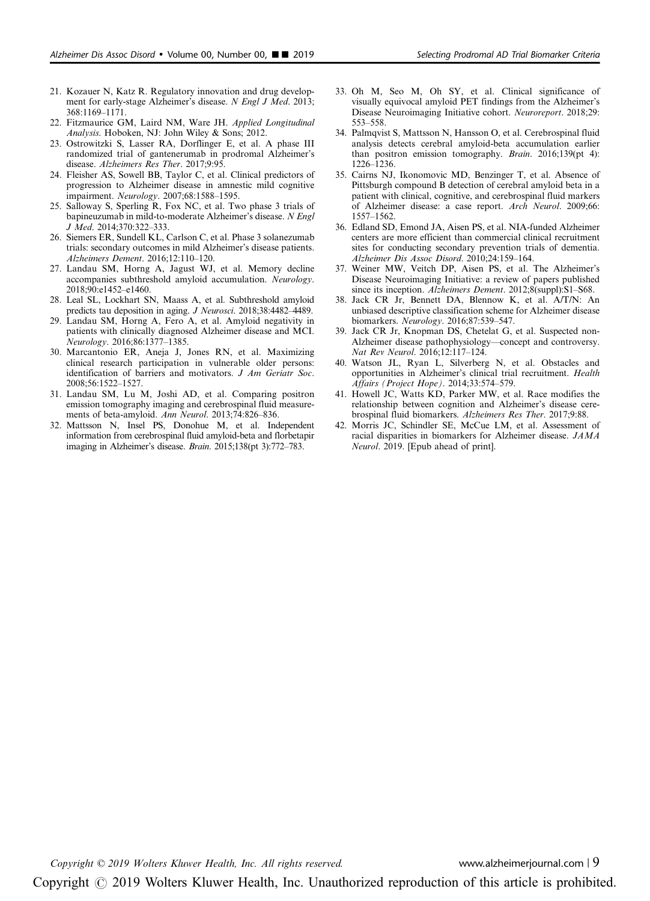21. Kozauer N, Katz R. Regulatory innovation and drug development for early-stage Alzheimer's disease. *N Engl J Med*. 2013; 368:1169–1171.
22. Fitzmaurice GM, Laird NM, Ware JH. *Applied Longitudinal Analysis*. Hoboken, NJ: John Wiley & Sons; 2012.
23. Ostrowitzki S, Lasser RA, Dorflinger E, et al. A phase III randomized trial of gantenerumab in prodromal Alzheimer's disease. *Alzheimers Res Ther*. 2017;9:95.
24. Fleisher AS, Sowell BB, Taylor C, et al. Clinical predictors of progression to Alzheimer disease in amnestic mild cognitive impairment. *Neurology*. 2007;68:1588–1595.
25. Salloway S, Sperling R, Fox NC, et al. Two phase 3 trials of bapineuzumab in mild-to-moderate Alzheimer's disease. *N Engl J Med*. 2014;370:322–333.
26. Siemers ER, Sundell KL, Carlson C, et al. Phase 3 solanezumab trials: secondary outcomes in mild Alzheimer's disease patients. *Alzheimers Dement*. 2016;12:110–120.
27. Landau SM, Horng A, Jagust WJ, et al. Memory decline accompanies subthreshold amyloid accumulation. *Neurology*. 2018;90:e1452–e1460.
28. Leal SL, Lockhart SN, Maass A, et al. Subthreshold amyloid predicts tau deposition in aging. *J Neurosci*. 2018;38:4482–4489.
29. Landau SM, Horng A, Fero A, et al. Amyloid negativity in patients with clinically diagnosed Alzheimer disease and MCI. *Neurology*. 2016;86:1377–1385.
30. Marcantonio ER, Aneja J, Jones RN, et al. Maximizing clinical research participation in vulnerable older persons: identification of barriers and motivators. *J Am Geriatr Soc*. 2008;56:1522–1527.
31. Landau SM, Lu M, Joshi AD, et al. Comparing positron emission tomography imaging and cerebrospinal fluid measurements of beta-amyloid. *Ann Neurol*. 2013;74:826–836.
32. Mattsson N, Insel PS, Donohue M, et al. Independent information from cerebrospinal fluid amyloid-beta and florbetapir imaging in Alzheimer's disease. *Brain*. 2015;138(pt 3):772–783.
33. Oh M, Seo M, Oh SY, et al. Clinical significance of visually equivocal amyloid PET findings from the Alzheimer's Disease Neuroimaging Initiative cohort. *Neuroreport*. 2018;29: 553–558.
34. Palmqvist S, Mattsson N, Hansson O, et al. Cerebrospinal fluid analysis detects cerebral amyloid-beta accumulation earlier than positron emission tomography. *Brain*. 2016;139(pt 4): 1226–1236.
35. Cairns NJ, Ikonomovic MD, Benzinger T, et al. Absence of Pittsburgh compound B detection of cerebral amyloid beta in a patient with clinical, cognitive, and cerebrospinal fluid markers of Alzheimer disease: a case report. *Arch Neurol*. 2009;66: 1557–1562.
36. Edland SD, Emond JA, Aisen PS, et al. NIA-funded Alzheimer centers are more efficient than commercial clinical recruitment sites for conducting secondary prevention trials of dementia. *Alzheimer Dis Assoc Disord*. 2010;24:159–164.
37. Weiner MW, Veitch DP, Aisen PS, et al. The Alzheimer's Disease Neuroimaging Initiative: a review of papers published since its inception. *Alzheimers Dement*. 2012;8(suppl):S1–S68.
38. Jack CR Jr, Bennett DA, Blennow K, et al. A/T/N: An unbiased descriptive classification scheme for Alzheimer disease biomarkers. *Neurology*. 2016;87:539–547.
39. Jack CR Jr, Knopman DS, Chetelat G, et al. Suspected non-Alzheimer disease pathophysiology—concept and controversy. *Nat Rev Neurol*. 2016;12:117–124.
40. Watson JL, Ryan L, Silverberg N, et al. Obstacles and opportunities in Alzheimer's clinical trial recruitment. *Health Affairs (Project Hope)*. 2014;33:574–579.
41. Howell JC, Watts KD, Parker MW, et al. Race modifies the relationship between cognition and Alzheimer's disease cerebrospinal fluid biomarkers. *Alzheimers Res Ther*. 2017;9:88.
42. Morris JC, Schindler SE, McCue LM, et al. Assessment of racial disparities in biomarkers for Alzheimer disease. *JAMA Neurol*. 2019. [Epub ahead of print].